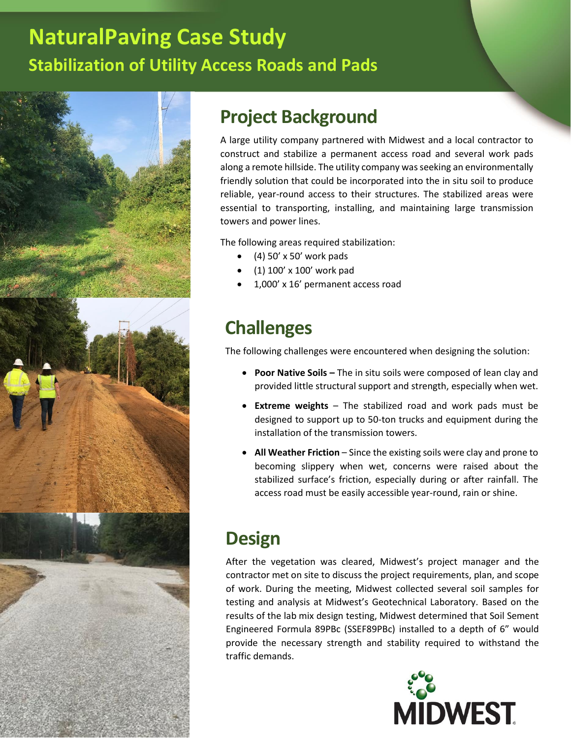# NaturalPaving Case Study

## Stabilization of Utility Access Roads and Pads

## Project Background

A large utility company partnered with Midwest and a local contractor to construct and stabilize a permanent access road and several work pads along a remote hillside. The utility company was seeking an environmentally friendly solution that could be incorporated into the in situ soil to produce reliable, year-round access to their structures. The stabilized areas were essential to transporting, installing, and maintaining large transmission towers and power lines.

The following areas required stabilization:

- (4) 50' x 50' work pads
- (1) 100' x 100' work pad
- 1,000' x 16' permanent access road

## Challenges

The following challenges were encountered when designing the solution:

- **Poor Native Soils –** The in situ soils were composed of lean clay and provided little structural support and strength, especially when wet.
- **Extreme weights** – The stabilized road and work pads must be designed to support up to 50-ton trucks and equipment during the installation of the transmission towers.
- **All Weather Friction** – Since the existing soils were clay and prone to becoming slippery when wet, concerns were raised about the stabilized surface's friction, especially during or after rainfall. The access road must be easily accessible year-round, rain or shine.

## Design

After the vegetation was cleared, Midwest's project manager and the contractor met on site to discuss the project requirements, plan, and scope of work. During the meeting, Midwest collected several soil samples for testing and analysis at Midwest's Geotechnical Laboratory. Based on the results of the lab mix design testing, Midwest determined that Soil Sement Engineered Formula 89PBc (SSEF89PBc) installed to a depth of 6" would provide the necessary strength and stability required to withstand the traffic demands.

MIDWEST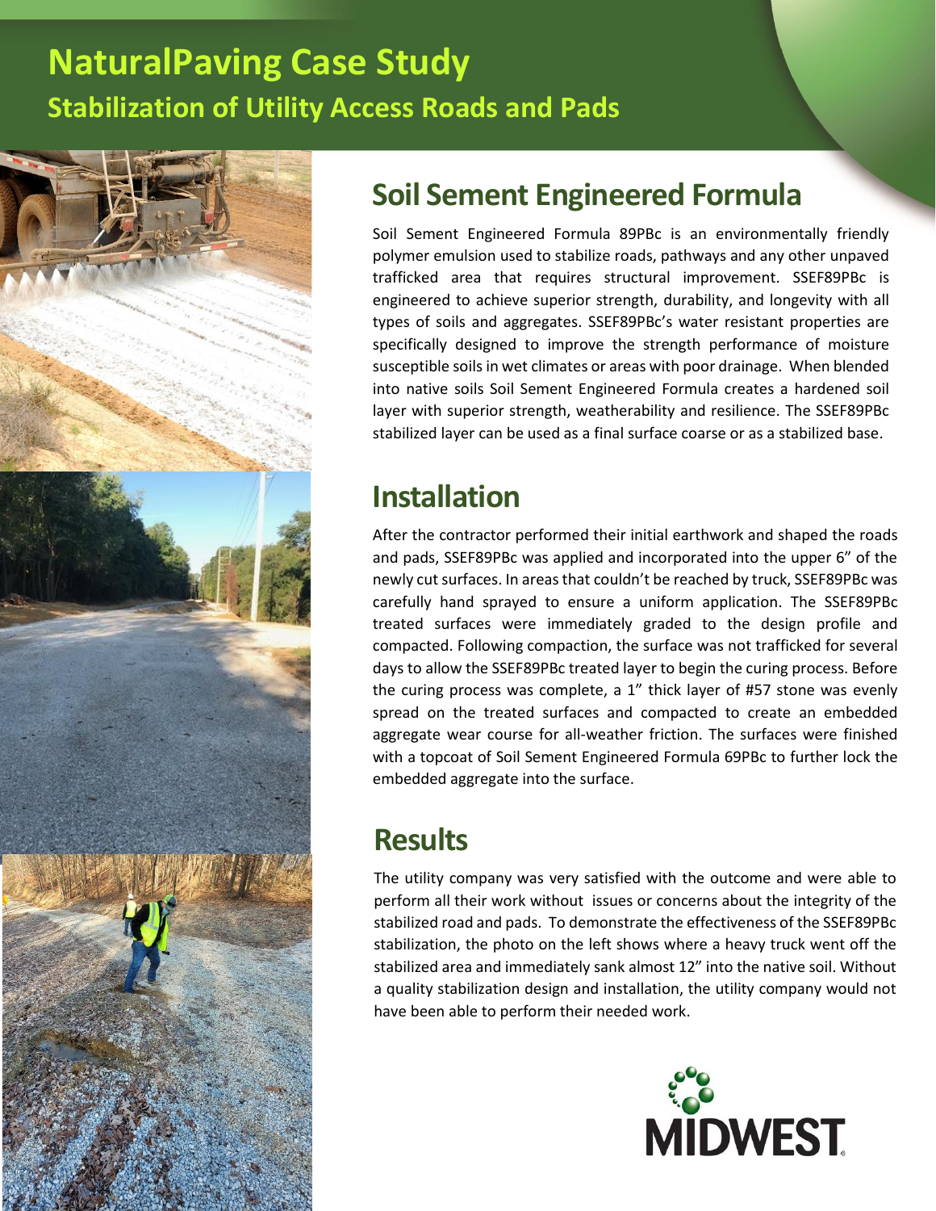# NaturalPaving Case Study

## Stabilization of Utility Access Roads and Pads

## Soil Sement Engineered Formula

Soil Sement Engineered Formula 89PBc is an environmentally friendly polymer emulsion used to stabilize roads, pathways and any other unpaved trafficked area that requires structural improvement. SSEF89PBc is engineered to achieve superior strength, durability, and longevity with all types of soils and aggregates. SSEF89PBc's water resistant properties are specifically designed to improve the strength performance of moisture susceptible soils in wet climates or areas with poor drainage. When blended into native soils Soil Sement Engineered Formula creates a hardened soil layer with superior strength, weatherability and resilience. The SSEF89PBc stabilized layer can be used as a final surface coarse or as a stabilized base.

## Installation

After the contractor performed their initial earthwork and shaped the roads and pads, SSEF89PBc was applied and incorporated into the upper 6" of the newly cut surfaces. In areas that couldn't be reached by truck, SSEF89PBc was carefully hand sprayed to ensure a uniform application. The SSEF89PBc treated surfaces were immediately graded to the design profile and compacted. Following compaction, the surface was not trafficked for several days to allow the SSEF89PBc treated layer to begin the curing process. Before the curing process was complete, a 1" thick layer of #57 stone was evenly spread on the treated surfaces and compacted to create an embedded aggregate wear course for all-weather friction. The surfaces were finished with a topcoat of Soil Sement Engineered Formula 69PBc to further lock the embedded aggregate into the surface.

## Results

The utility company was very satisfied with the outcome and were able to perform all their work without issues or concerns about the integrity of the stabilized road and pads. To demonstrate the effectiveness of the SSEF89PBc stabilization, the photo on the left shows where a heavy truck went off the stabilized area and immediately sank almost 12" into the native soil. Without a quality stabilization design and installation, the utility company would not have been able to perform their needed work.

MIDWEST